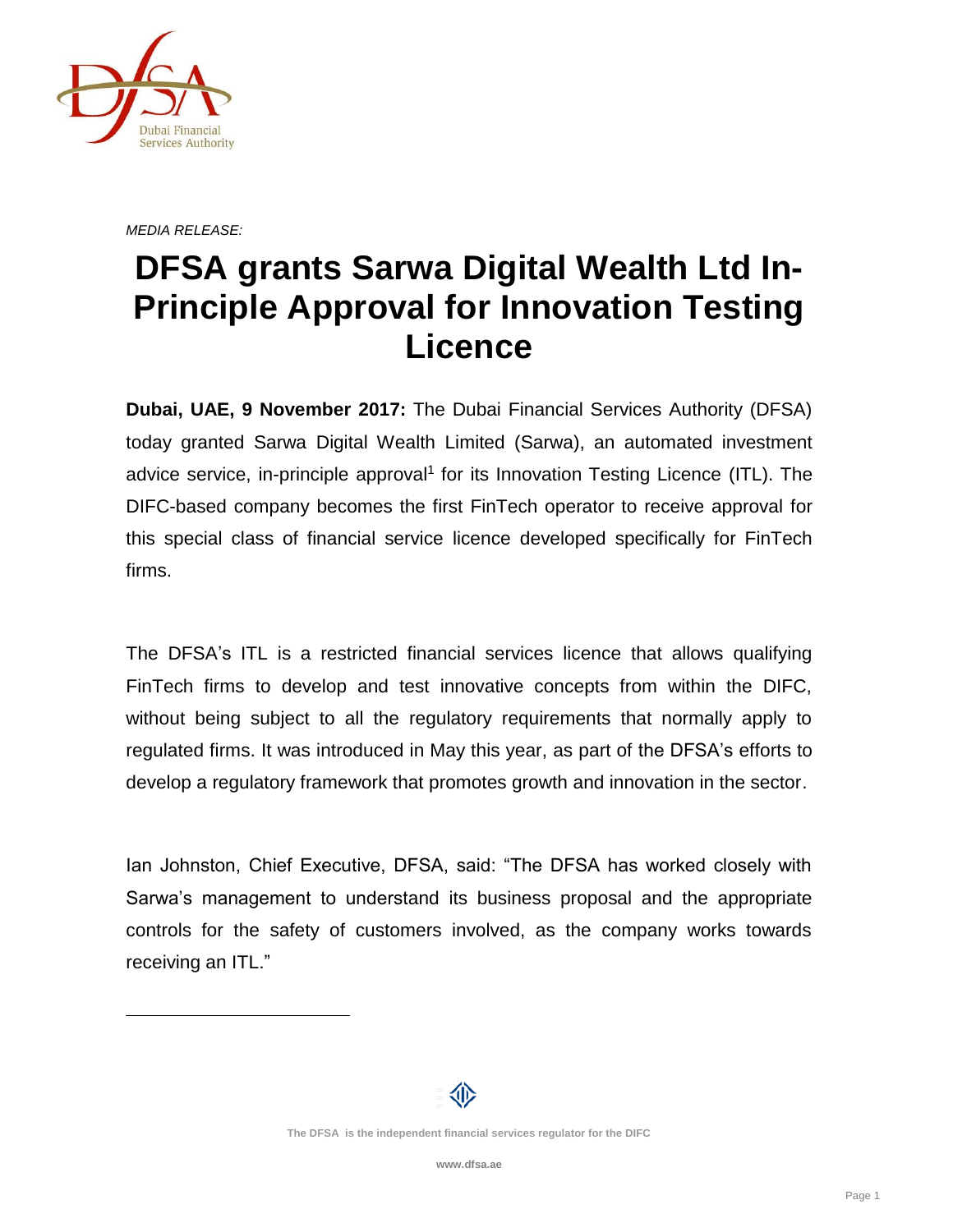*MEDIA RELEASE:*

# DFSA grants Sarwa Digital Wealth Ltd In-Principle Approval for Innovation Testing Licence

**Dubai, UAE, 9 November 2017:** The Dubai Financial Services Authority (DFSA) today granted Sarwa Digital Wealth Limited (Sarwa), an automated investment advice service, in-principle approval[1] for its Innovation Testing Licence (ITL). The DIFC-based company becomes the first FinTech operator to receive approval for this special class of financial service licence developed specifically for FinTech firms.

The DFSA's ITL is a restricted financial services licence that allows qualifying FinTech firms to develop and test innovative concepts from within the DIFC, without being subject to all the regulatory requirements that normally apply to regulated firms. It was introduced in May this year, as part of the DFSA's efforts to develop a regulatory framework that promotes growth and innovation in the sector.

Ian Johnston, Chief Executive, DFSA, said: "The DFSA has worked closely with Sarwa's management to understand its business proposal and the appropriate controls for the safety of customers involved, as the company works towards receiving an ITL."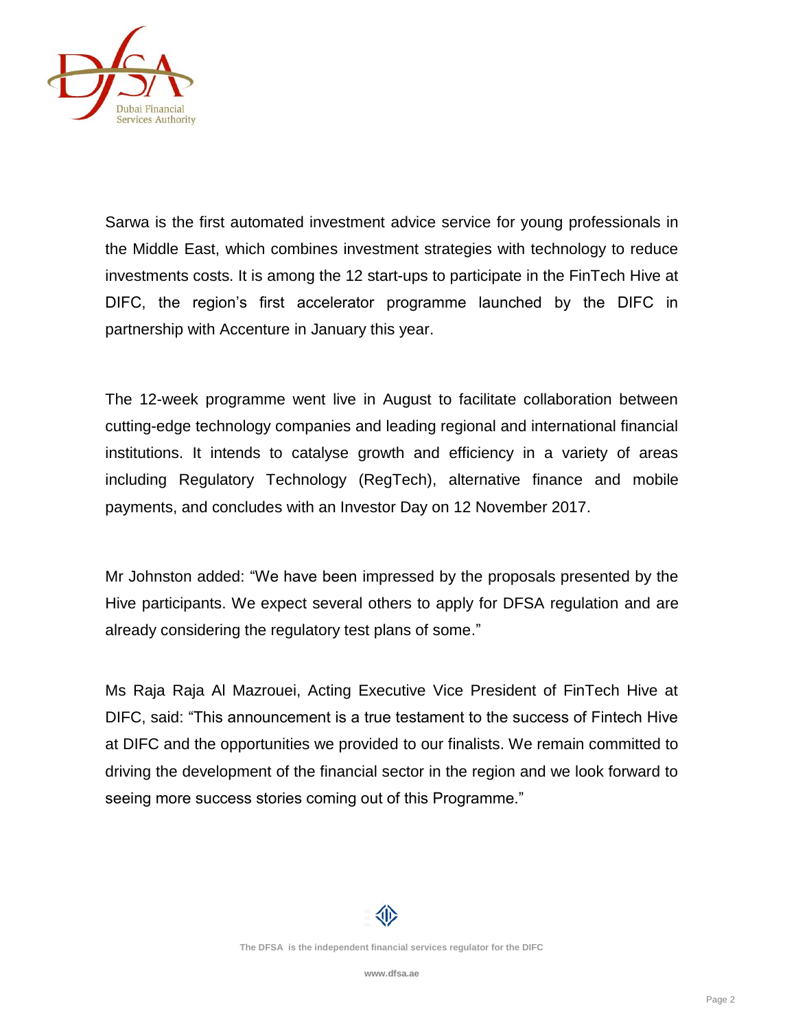Sarwa is the first automated investment advice service for young professionals in the Middle East, which combines investment strategies with technology to reduce investments costs. It is among the 12 start-ups to participate in the FinTech Hive at DIFC, the region's first accelerator programme launched by the DIFC in partnership with Accenture in January this year.

The 12-week programme went live in August to facilitate collaboration between cutting-edge technology companies and leading regional and international financial institutions. It intends to catalyse growth and efficiency in a variety of areas including Regulatory Technology (RegTech), alternative finance and mobile payments, and concludes with an Investor Day on 12 November 2017.

Mr Johnston added: "We have been impressed by the proposals presented by the Hive participants. We expect several others to apply for DFSA regulation and are already considering the regulatory test plans of some."

Ms Raja Raja Al Mazrouei, Acting Executive Vice President of FinTech Hive at DIFC, said: "This announcement is a true testament to the success of Fintech Hive at DIFC and the opportunities we provided to our finalists. We remain committed to driving the development of the financial sector in the region and we look forward to seeing more success stories coming out of this Programme."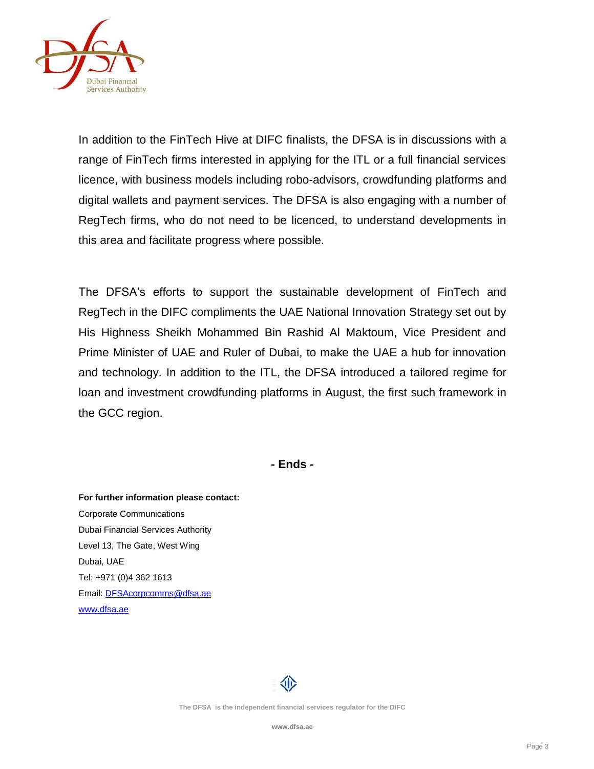In addition to the FinTech Hive at DIFC finalists, the DFSA is in discussions with a range of FinTech firms interested in applying for the ITL or a full financial services licence, with business models including robo-advisors, crowdfunding platforms and digital wallets and payment services. The DFSA is also engaging with a number of RegTech firms, who do not need to be licenced, to understand developments in this area and facilitate progress where possible.

The DFSA's efforts to support the sustainable development of FinTech and RegTech in the DIFC compliments the UAE National Innovation Strategy set out by His Highness Sheikh Mohammed Bin Rashid Al Maktoum, Vice President and Prime Minister of UAE and Ruler of Dubai, to make the UAE a hub for innovation and technology. In addition to the ITL, the DFSA introduced a tailored regime for loan and investment crowdfunding platforms in August, the first such framework in the GCC region.

**- Ends -**

**For further information please contact:**

Corporate Communications
Dubai Financial Services Authority
Level 13, The Gate, West Wing
Dubai, UAE
Tel: +971 (0)4 362 1613
Email: DFSAcorpcomms@dfsa.ae
www.dfsa.ae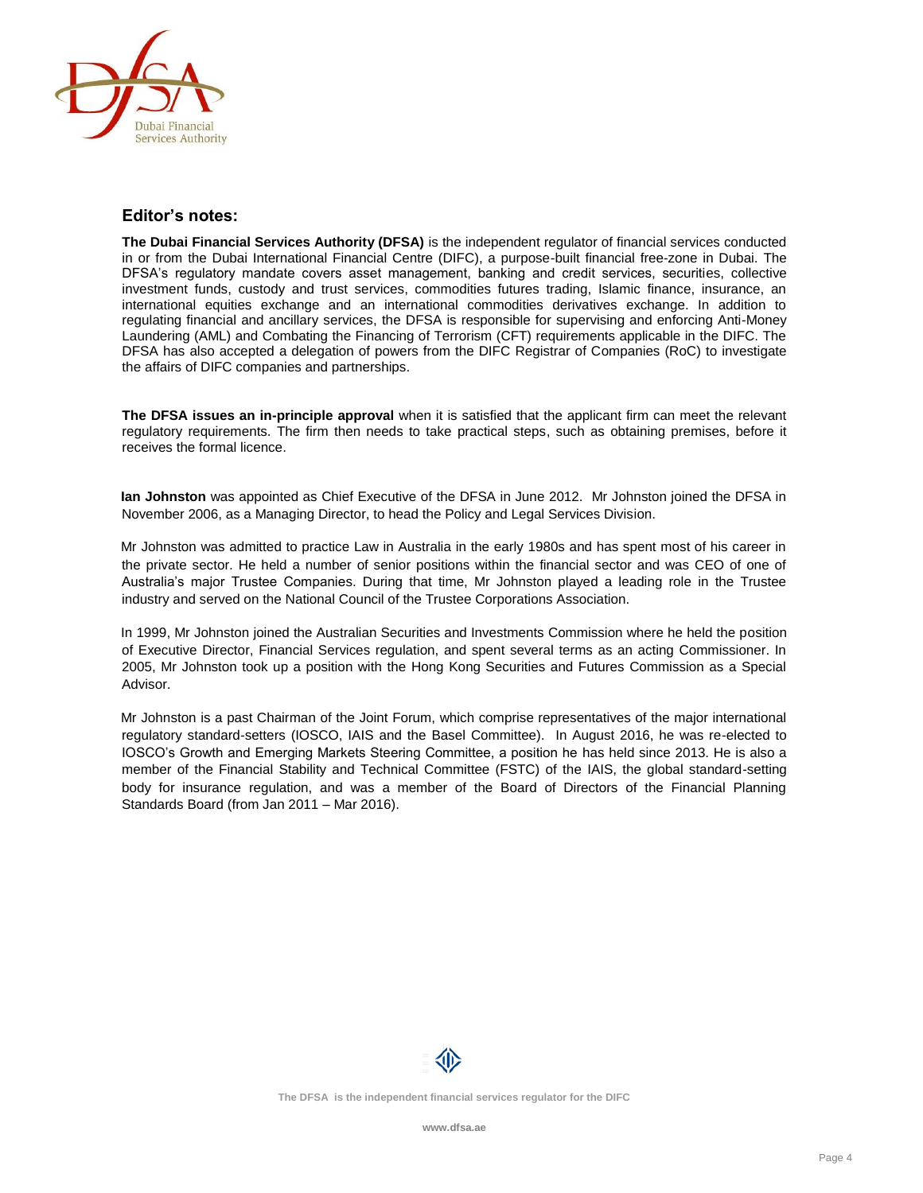## Editor's notes:

**The Dubai Financial Services Authority (DFSA)** is the independent regulator of financial services conducted in or from the Dubai International Financial Centre (DIFC), a purpose-built financial free-zone in Dubai. The DFSA's regulatory mandate covers asset management, banking and credit services, securities, collective investment funds, custody and trust services, commodities futures trading, Islamic finance, insurance, an international equities exchange and an international commodities derivatives exchange. In addition to regulating financial and ancillary services, the DFSA is responsible for supervising and enforcing Anti-Money Laundering (AML) and Combating the Financing of Terrorism (CFT) requirements applicable in the DIFC. The DFSA has also accepted a delegation of powers from the DIFC Registrar of Companies (RoC) to investigate the affairs of DIFC companies and partnerships.

**The DFSA issues an in-principle approval** when it is satisfied that the applicant firm can meet the relevant regulatory requirements. The firm then needs to take practical steps, such as obtaining premises, before it receives the formal licence.

**Ian Johnston** was appointed as Chief Executive of the DFSA in June 2012. Mr Johnston joined the DFSA in November 2006, as a Managing Director, to head the Policy and Legal Services Division.

Mr Johnston was admitted to practice Law in Australia in the early 1980s and has spent most of his career in the private sector. He held a number of senior positions within the financial sector and was CEO of one of Australia's major Trustee Companies. During that time, Mr Johnston played a leading role in the Trustee industry and served on the National Council of the Trustee Corporations Association.

In 1999, Mr Johnston joined the Australian Securities and Investments Commission where he held the position of Executive Director, Financial Services regulation, and spent several terms as an acting Commissioner. In 2005, Mr Johnston took up a position with the Hong Kong Securities and Futures Commission as a Special Advisor.

Mr Johnston is a past Chairman of the Joint Forum, which comprise representatives of the major international regulatory standard-setters (IOSCO, IAIS and the Basel Committee). In August 2016, he was re-elected to IOSCO's Growth and Emerging Markets Steering Committee, a position he has held since 2013. He is also a member of the Financial Stability and Technical Committee (FSTC) of the IAIS, the global standard-setting body for insurance regulation, and was a member of the Board of Directors of the Financial Planning Standards Board (from Jan 2011 – Mar 2016).

The DFSA is the independent financial services regulator for the DIFC

www.dfsa.ae